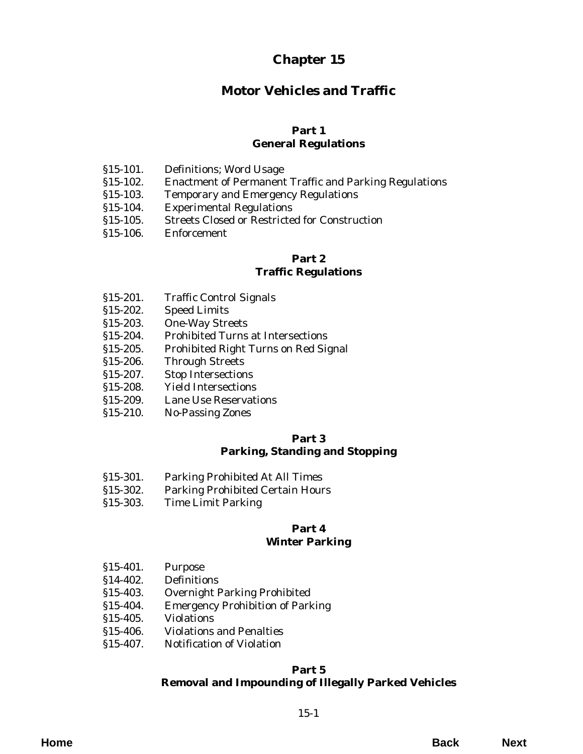# Chapter 15

# Motor Vehicles and Traffic

## Part 1
## General Regulations

§15-101. Definitions; Word Usage
§15-102. Enactment of Permanent Traffic and Parking Regulations
§15-103. Temporary and Emergency Regulations
§15-104. Experimental Regulations
§15-105. Streets Closed or Restricted for Construction
§15-106. Enforcement

## Part 2
## Traffic Regulations

§15-201. Traffic Control Signals
§15-202. Speed Limits
§15-203. One-Way Streets
§15-204. Prohibited Turns at Intersections
§15-205. Prohibited Right Turns on Red Signal
§15-206. Through Streets
§15-207. Stop Intersections
§15-208. Yield Intersections
§15-209. Lane Use Reservations
§15-210. No-Passing Zones

## Part 3
## Parking, Standing and Stopping

§15-301. Parking Prohibited At All Times
§15-302. Parking Prohibited Certain Hours
§15-303. Time Limit Parking

## Part 4
## Winter Parking

§15-401. Purpose
§14-402. Definitions
§15-403. Overnight Parking Prohibited
§15-404. Emergency Prohibition of Parking
§15-405. Violations
§15-406. Violations and Penalties
§15-407. Notification of Violation

## Part 5
## Removal and Impounding of Illegally Parked Vehicles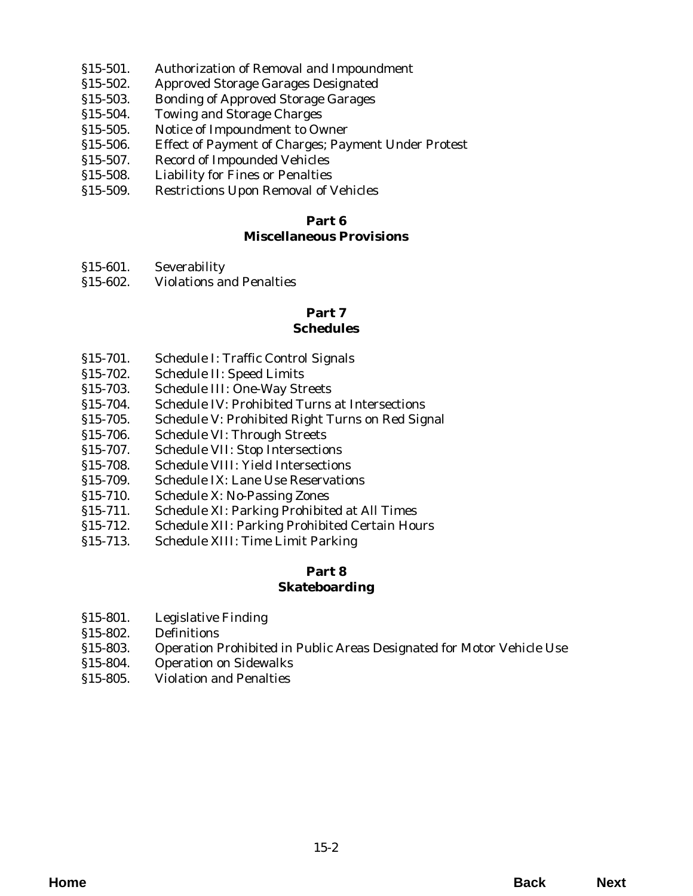§15-501. Authorization of Removal and Impoundment
§15-502. Approved Storage Garages Designated
§15-503. Bonding of Approved Storage Garages
§15-504. Towing and Storage Charges
§15-505. Notice of Impoundment to Owner
§15-506. Effect of Payment of Charges; Payment Under Protest
§15-507. Record of Impounded Vehicles
§15-508. Liability for Fines or Penalties
§15-509. Restrictions Upon Removal of Vehicles

## Part 6
## Miscellaneous Provisions

§15-601. Severability
§15-602. Violations and Penalties

## Part 7
## Schedules

§15-701. Schedule I: Traffic Control Signals
§15-702. Schedule II: Speed Limits
§15-703. Schedule III: One-Way Streets
§15-704. Schedule IV: Prohibited Turns at Intersections
§15-705. Schedule V: Prohibited Right Turns on Red Signal
§15-706. Schedule VI: Through Streets
§15-707. Schedule VII: Stop Intersections
§15-708. Schedule VIII: Yield Intersections
§15-709. Schedule IX: Lane Use Reservations
§15-710. Schedule X: No-Passing Zones
§15-711. Schedule XI: Parking Prohibited at All Times
§15-712. Schedule XII: Parking Prohibited Certain Hours
§15-713. Schedule XIII: Time Limit Parking

## Part 8
## Skateboarding

§15-801. Legislative Finding
§15-802. Definitions
§15-803. Operation Prohibited in Public Areas Designated for Motor Vehicle Use
§15-804. Operation on Sidewalks
§15-805. Violation and Penalties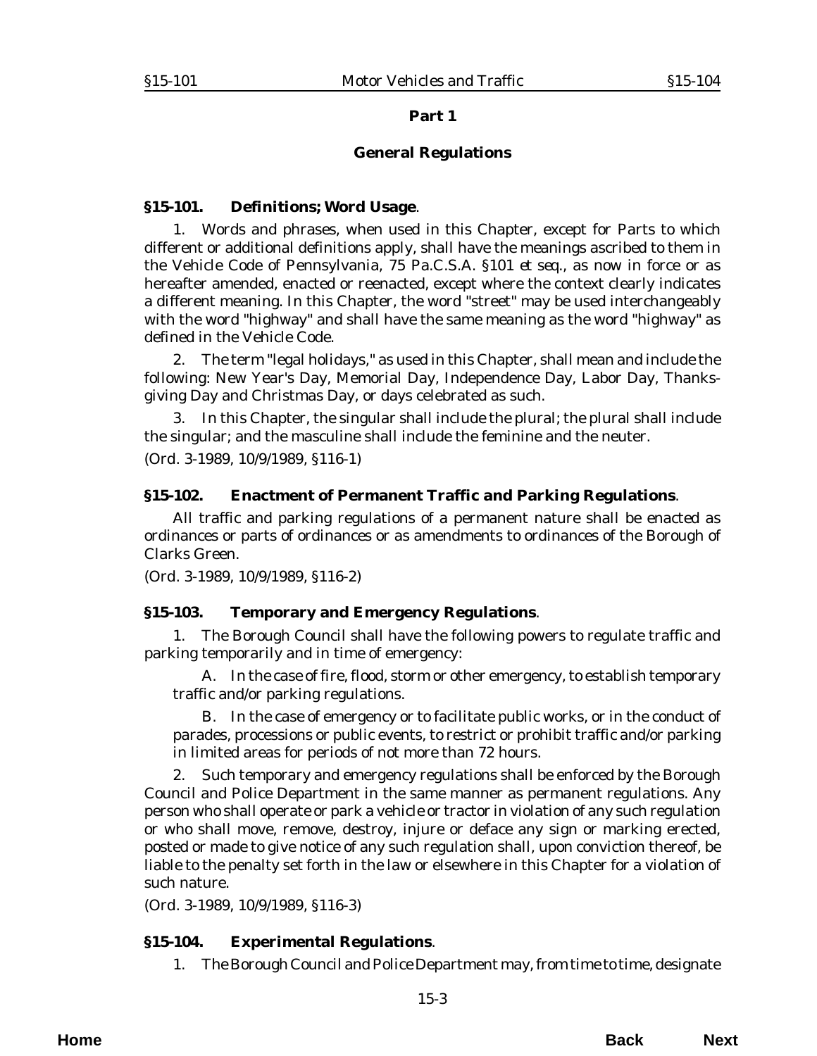## Part 1

## General Regulations

### §15-101. Definitions; Word Usage.

1. Words and phrases, when used in this Chapter, except for Parts to which different or additional definitions apply, shall have the meanings ascribed to them in the Vehicle Code of Pennsylvania, 75 Pa.C.S.A. §101 *et seq.*, as now in force or as hereafter amended, enacted or reenacted, except where the context clearly indicates a different meaning. In this Chapter, the word "street" may be used interchangeably with the word "highway" and shall have the same meaning as the word "highway" as defined in the Vehicle Code.

2. The term "legal holidays," as used in this Chapter, shall mean and include the following: New Year's Day, Memorial Day, Independence Day, Labor Day, Thanksgiving Day and Christmas Day, or days celebrated as such.

3. In this Chapter, the singular shall include the plural; the plural shall include the singular; and the masculine shall include the feminine and the neuter.

(*Ord. 3-1989*, 10/9/1989, §116-1)

### §15-102. Enactment of Permanent Traffic and Parking Regulations.

All traffic and parking regulations of a permanent nature shall be enacted as ordinances or parts of ordinances or as amendments to ordinances of the Borough of Clarks Green.

(*Ord. 3-1989*, 10/9/1989, §116-2)

### §15-103. Temporary and Emergency Regulations.

1. The Borough Council shall have the following powers to regulate traffic and parking temporarily and in time of emergency:

A. In the case of fire, flood, storm or other emergency, to establish temporary traffic and/or parking regulations.

B. In the case of emergency or to facilitate public works, or in the conduct of parades, processions or public events, to restrict or prohibit traffic and/or parking in limited areas for periods of not more than 72 hours.

2. Such temporary and emergency regulations shall be enforced by the Borough Council and Police Department in the same manner as permanent regulations. Any person who shall operate or park a vehicle or tractor in violation of any such regulation or who shall move, remove, destroy, injure or deface any sign or marking erected, posted or made to give notice of any such regulation shall, upon conviction thereof, be liable to the penalty set forth in the law or elsewhere in this Chapter for a violation of such nature.

(*Ord. 3-1989*, 10/9/1989, §116-3)

### §15-104. Experimental Regulations.

1. The Borough Council and Police Department may, from time to time, designate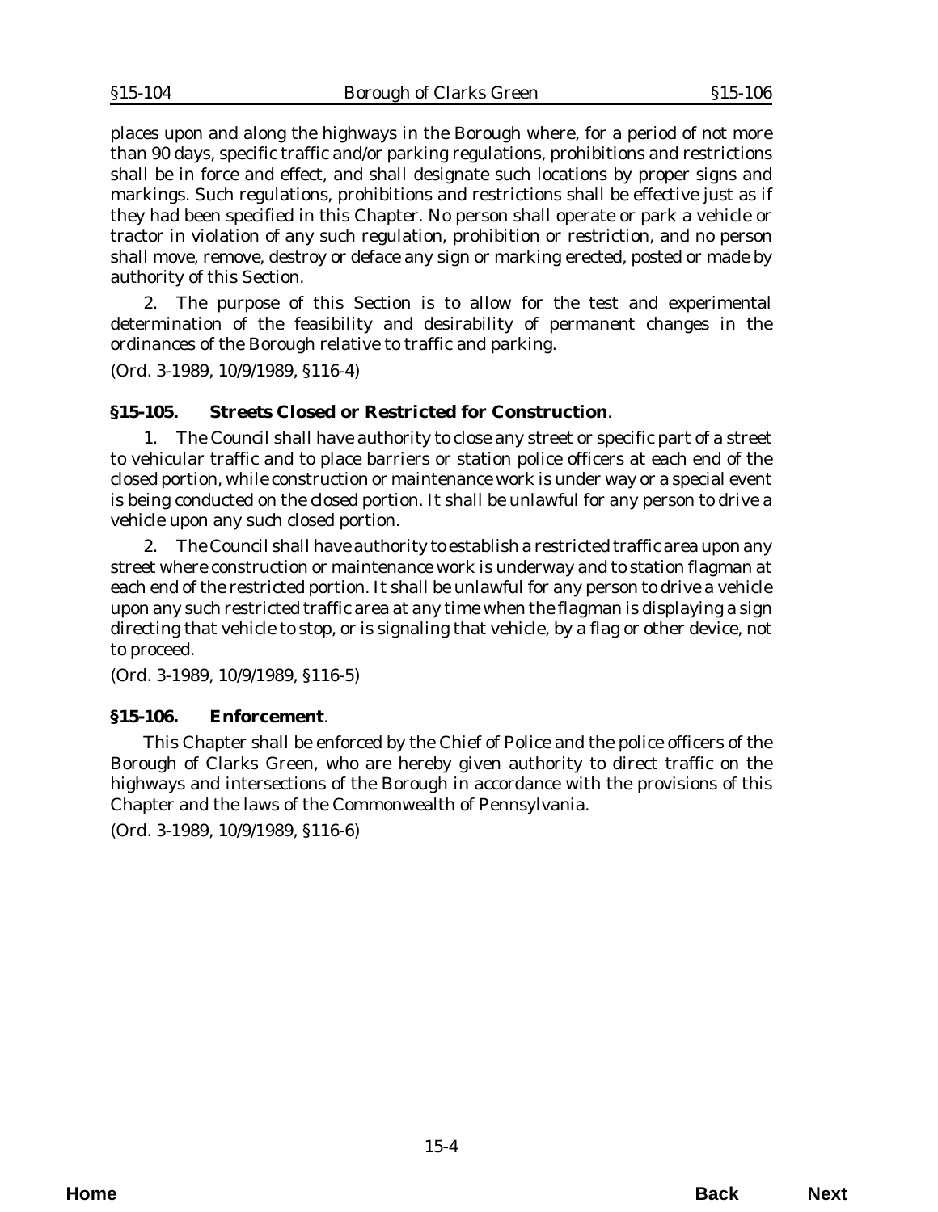places upon and along the highways in the Borough where, for a period of not more than 90 days, specific traffic and/or parking regulations, prohibitions and restrictions shall be in force and effect, and shall designate such locations by proper signs and markings. Such regulations, prohibitions and restrictions shall be effective just as if they had been specified in this Chapter. No person shall operate or park a vehicle or tractor in violation of any such regulation, prohibition or restriction, and no person shall move, remove, destroy or deface any sign or marking erected, posted or made by authority of this Section.

2. The purpose of this Section is to allow for the test and experimental determination of the feasibility and desirability of permanent changes in the ordinances of the Borough relative to traffic and parking.

(*Ord. 3-1989*, 10/9/1989, §116-4)

### §15-105. Streets Closed or Restricted for Construction.

1. The Council shall have authority to close any street or specific part of a street to vehicular traffic and to place barriers or station police officers at each end of the closed portion, while construction or maintenance work is under way or a special event is being conducted on the closed portion. It shall be unlawful for any person to drive a vehicle upon any such closed portion.

2. The Council shall have authority to establish a restricted traffic area upon any street where construction or maintenance work is underway and to station flagman at each end of the restricted portion. It shall be unlawful for any person to drive a vehicle upon any such restricted traffic area at any time when the flagman is displaying a sign directing that vehicle to stop, or is signaling that vehicle, by a flag or other device, not to proceed.

(*Ord. 3-1989*, 10/9/1989, §116-5)

### §15-106. Enforcement.

This Chapter shall be enforced by the Chief of Police and the police officers of the Borough of Clarks Green, who are hereby given authority to direct traffic on the highways and intersections of the Borough in accordance with the provisions of this Chapter and the laws of the Commonwealth of Pennsylvania.

(*Ord. 3-1989*, 10/9/1989, §116-6)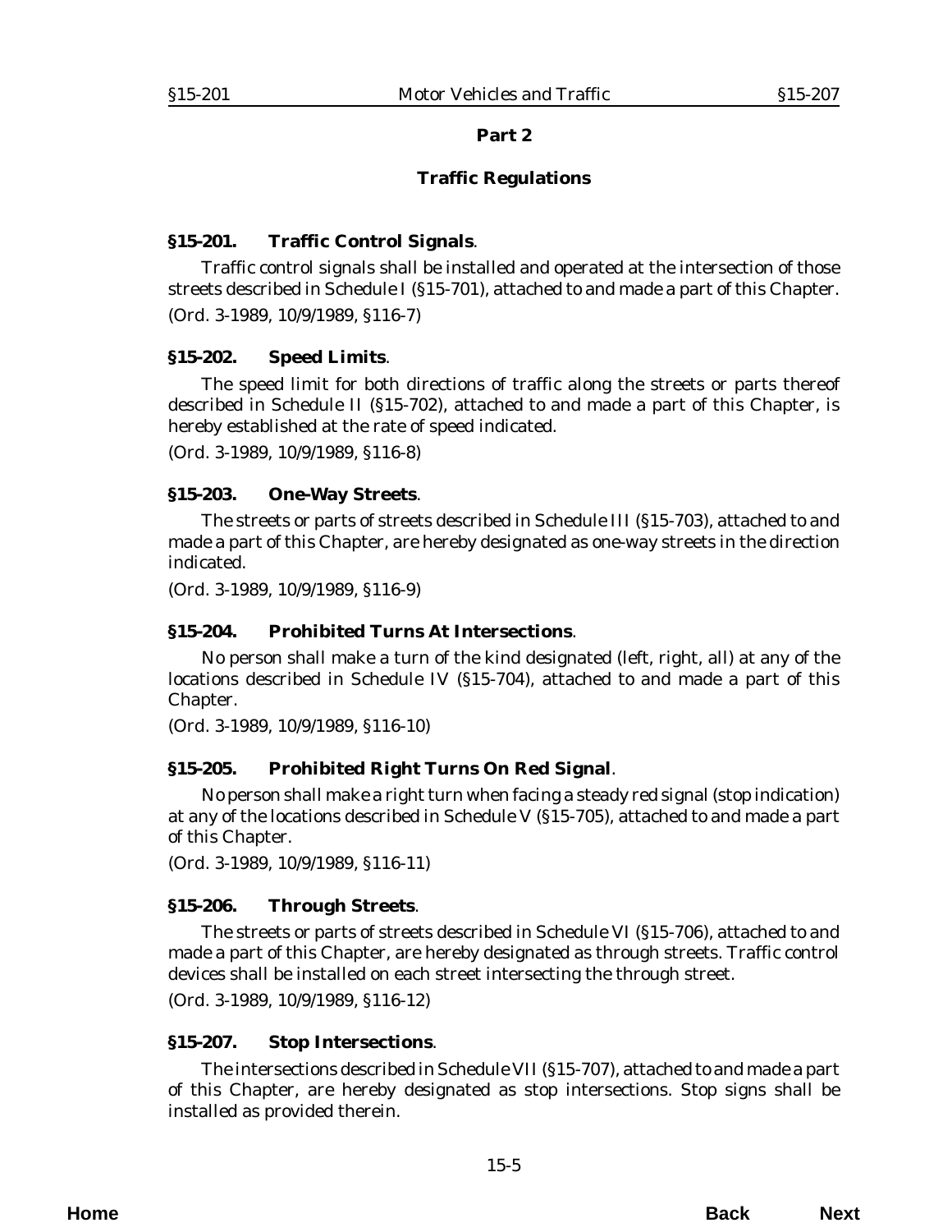## Part 2

## Traffic Regulations

### §15-201. Traffic Control Signals.

Traffic control signals shall be installed and operated at the intersection of those streets described in Schedule I (§15-701), attached to and made a part of this Chapter.

(Ord. 3-1989, 10/9/1989, §116-7)

### §15-202. Speed Limits.

The speed limit for both directions of traffic along the streets or parts thereof described in Schedule II (§15-702), attached to and made a part of this Chapter, is hereby established at the rate of speed indicated.

(Ord. 3-1989, 10/9/1989, §116-8)

### §15-203. One-Way Streets.

The streets or parts of streets described in Schedule III (§15-703), attached to and made a part of this Chapter, are hereby designated as one-way streets in the direction indicated.

(Ord. 3-1989, 10/9/1989, §116-9)

### §15-204. Prohibited Turns At Intersections.

No person shall make a turn of the kind designated (left, right, all) at any of the locations described in Schedule IV (§15-704), attached to and made a part of this Chapter.

(Ord. 3-1989, 10/9/1989, §116-10)

### §15-205. Prohibited Right Turns On Red Signal.

No person shall make a right turn when facing a steady red signal (stop indication) at any of the locations described in Schedule V (§15-705), attached to and made a part of this Chapter.

(Ord. 3-1989, 10/9/1989, §116-11)

### §15-206. Through Streets.

The streets or parts of streets described in Schedule VI (§15-706), attached to and made a part of this Chapter, are hereby designated as through streets. Traffic control devices shall be installed on each street intersecting the through street.

(Ord. 3-1989, 10/9/1989, §116-12)

### §15-207. Stop Intersections.

The intersections described in Schedule VII (§15-707), attached to and made a part of this Chapter, are hereby designated as stop intersections. Stop signs shall be installed as provided therein.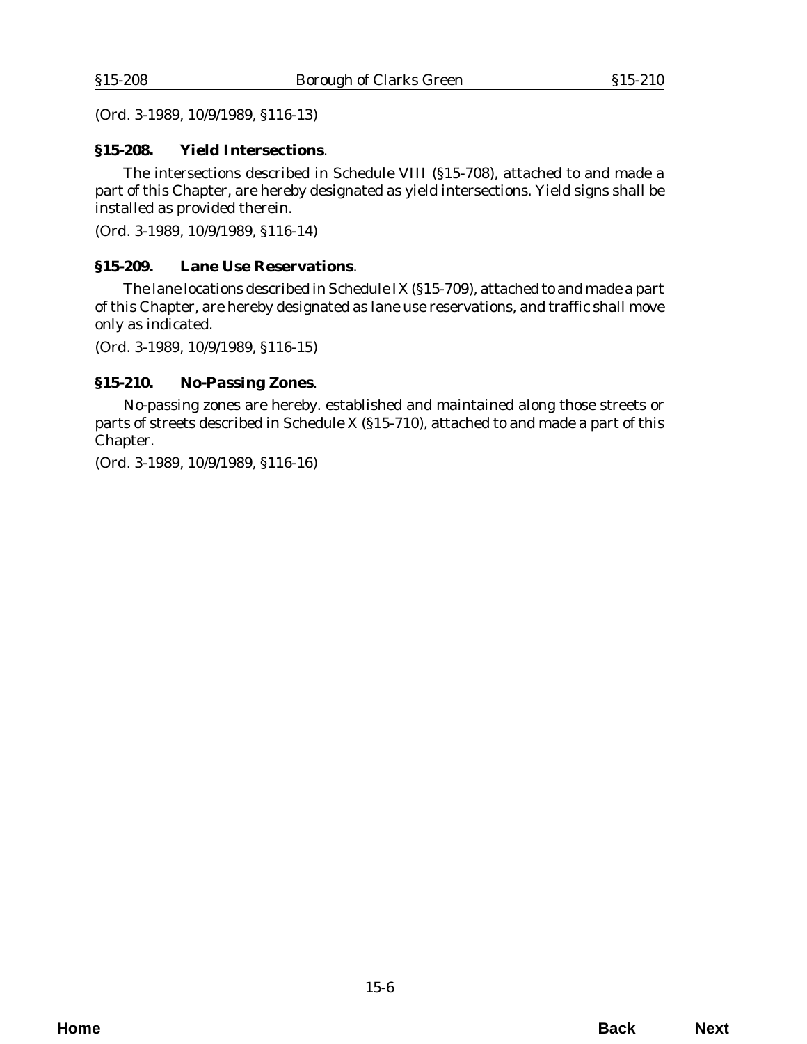(Ord. 3-1989, 10/9/1989, §116-13)

## §15-208. Yield Intersections.

The intersections described in Schedule VIII (§15-708), attached to and made a part of this Chapter, are hereby designated as yield intersections. Yield signs shall be installed as provided therein.

(Ord. 3-1989, 10/9/1989, §116-14)

## §15-209. Lane Use Reservations.

The lane locations described in Schedule IX (§15-709), attached to and made a part of this Chapter, are hereby designated as lane use reservations, and traffic shall move only as indicated.

(Ord. 3-1989, 10/9/1989, §116-15)

## §15-210. No-Passing Zones.

No-passing zones are hereby. established and maintained along those streets or parts of streets described in Schedule X (§15-710), attached to and made a part of this Chapter.

(Ord. 3-1989, 10/9/1989, §116-16)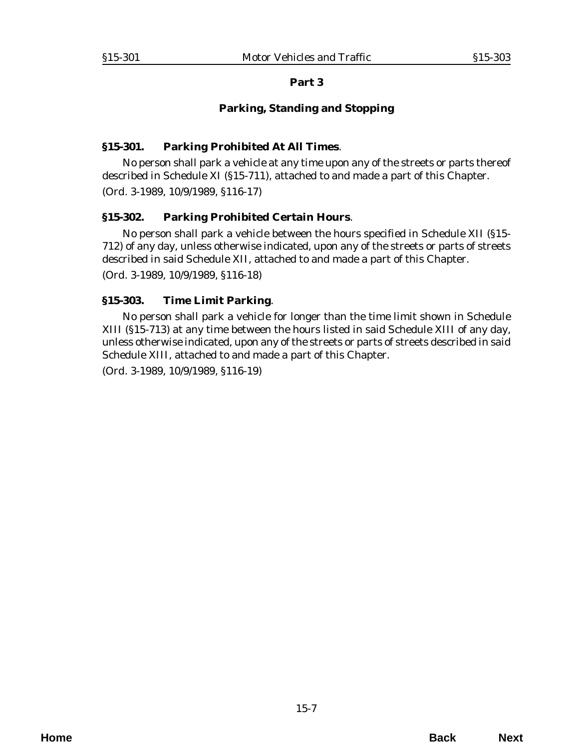## Part 3

## Parking, Standing and Stopping

### §15-301. Parking Prohibited At All Times.

No person shall park a vehicle at any time upon any of the streets or parts thereof described in Schedule XI (§15-711), attached to and made a part of this Chapter.

(Ord. 3-1989, 10/9/1989, §116-17)

### §15-302. Parking Prohibited Certain Hours.

No person shall park a vehicle between the hours specified in Schedule XII (§15-712) of any day, unless otherwise indicated, upon any of the streets or parts of streets described in said Schedule XII, attached to and made a part of this Chapter.

(Ord. 3-1989, 10/9/1989, §116-18)

### §15-303. Time Limit Parking.

No person shall park a vehicle for longer than the time limit shown in Schedule XIII (§15-713) at any time between the hours listed in said Schedule XIII of any day, unless otherwise indicated, upon any of the streets or parts of streets described in said Schedule XIII, attached to and made a part of this Chapter.

(Ord. 3-1989, 10/9/1989, §116-19)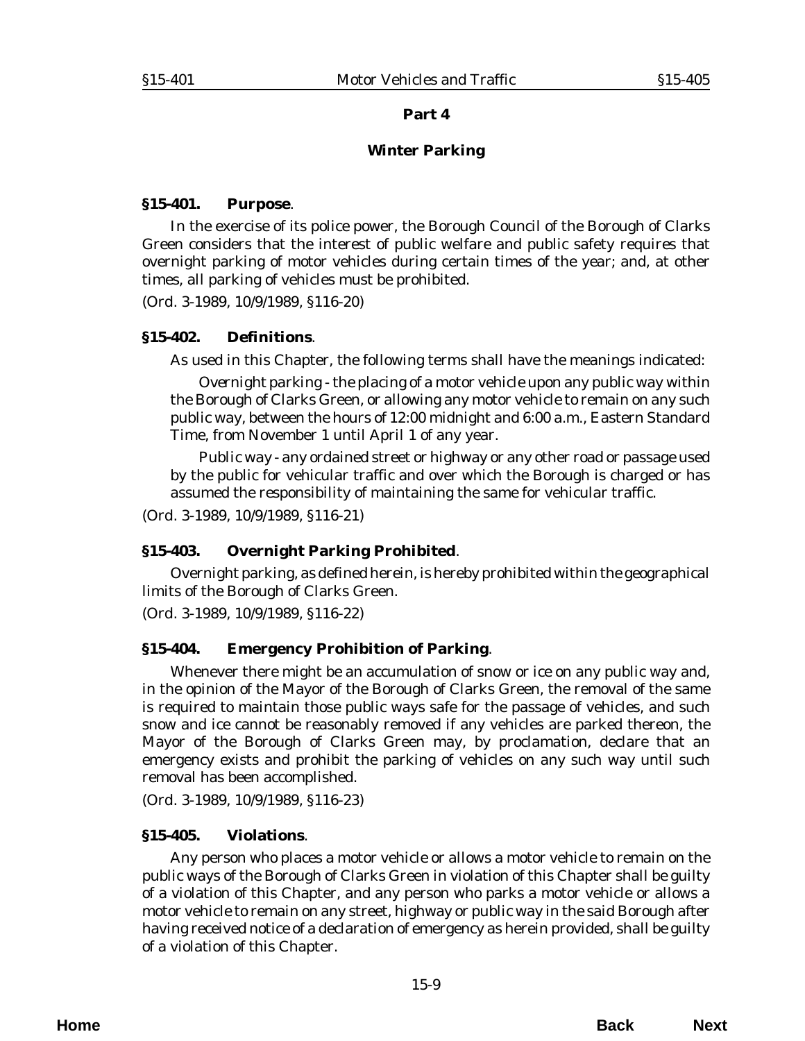## Part 4

## Winter Parking

### §15-401. Purpose.

In the exercise of its police power, the Borough Council of the Borough of Clarks Green considers that the interest of public welfare and public safety requires that overnight parking of motor vehicles during certain times of the year; and, at other times, all parking of vehicles must be prohibited.

(Ord. 3-1989, 10/9/1989, §116-20)

### §15-402. Definitions.

As used in this Chapter, the following terms shall have the meanings indicated:

*Overnight parking* - the placing of a motor vehicle upon any public way within the Borough of Clarks Green, or allowing any motor vehicle to remain on any such public way, between the hours of 12:00 midnight and 6:00 a.m., Eastern Standard Time, from November 1 until April 1 of any year.

*Public way* - any ordained street or highway or any other road or passage used by the public for vehicular traffic and over which the Borough is charged or has assumed the responsibility of maintaining the same for vehicular traffic.

(Ord. 3-1989, 10/9/1989, §116-21)

### §15-403. Overnight Parking Prohibited.

Overnight parking, as defined herein, is hereby prohibited within the geographical limits of the Borough of Clarks Green.

(Ord. 3-1989, 10/9/1989, §116-22)

### §15-404. Emergency Prohibition of Parking.

Whenever there might be an accumulation of snow or ice on any public way and, in the opinion of the Mayor of the Borough of Clarks Green, the removal of the same is required to maintain those public ways safe for the passage of vehicles, and such snow and ice cannot be reasonably removed if any vehicles are parked thereon, the Mayor of the Borough of Clarks Green may, by proclamation, declare that an emergency exists and prohibit the parking of vehicles on any such way until such removal has been accomplished.

(Ord. 3-1989, 10/9/1989, §116-23)

### §15-405. Violations.

Any person who places a motor vehicle or allows a motor vehicle to remain on the public ways of the Borough of Clarks Green in violation of this Chapter shall be guilty of a violation of this Chapter, and any person who parks a motor vehicle or allows a motor vehicle to remain on any street, highway or public way in the said Borough after having received notice of a declaration of emergency as herein provided, shall be guilty of a violation of this Chapter.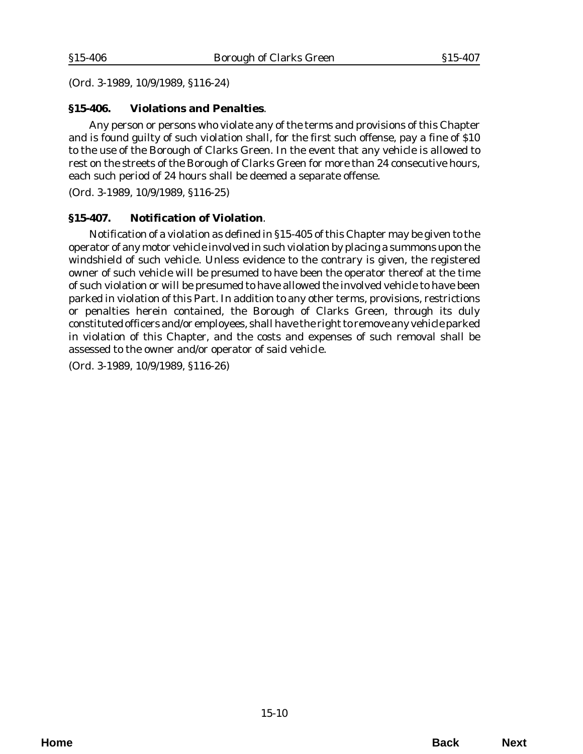(Ord. 3-1989, 10/9/1989, §116-24)

### §15-406. Violations and Penalties.

Any person or persons who violate any of the terms and provisions of this Chapter and is found guilty of such violation shall, for the first such offense, pay a fine of $10 to the use of the Borough of Clarks Green. In the event that any vehicle is allowed to rest on the streets of the Borough of Clarks Green for more than 24 consecutive hours, each such period of 24 hours shall be deemed a separate offense.

(Ord. 3-1989, 10/9/1989, §116-25)

### §15-407. Notification of Violation.

Notification of a violation as defined in §15-405 of this Chapter may be given to the operator of any motor vehicle involved in such violation by placing a summons upon the windshield of such vehicle. Unless evidence to the contrary is given, the registered owner of such vehicle will be presumed to have been the operator thereof at the time of such violation or will be presumed to have allowed the involved vehicle to have been parked in violation of this Part. In addition to any other terms, provisions, restrictions or penalties herein contained, the Borough of Clarks Green, through its duly constituted officers and/or employees, shall have the right to remove any vehicle parked in violation of this Chapter, and the costs and expenses of such removal shall be assessed to the owner and/or operator of said vehicle.

(Ord. 3-1989, 10/9/1989, §116-26)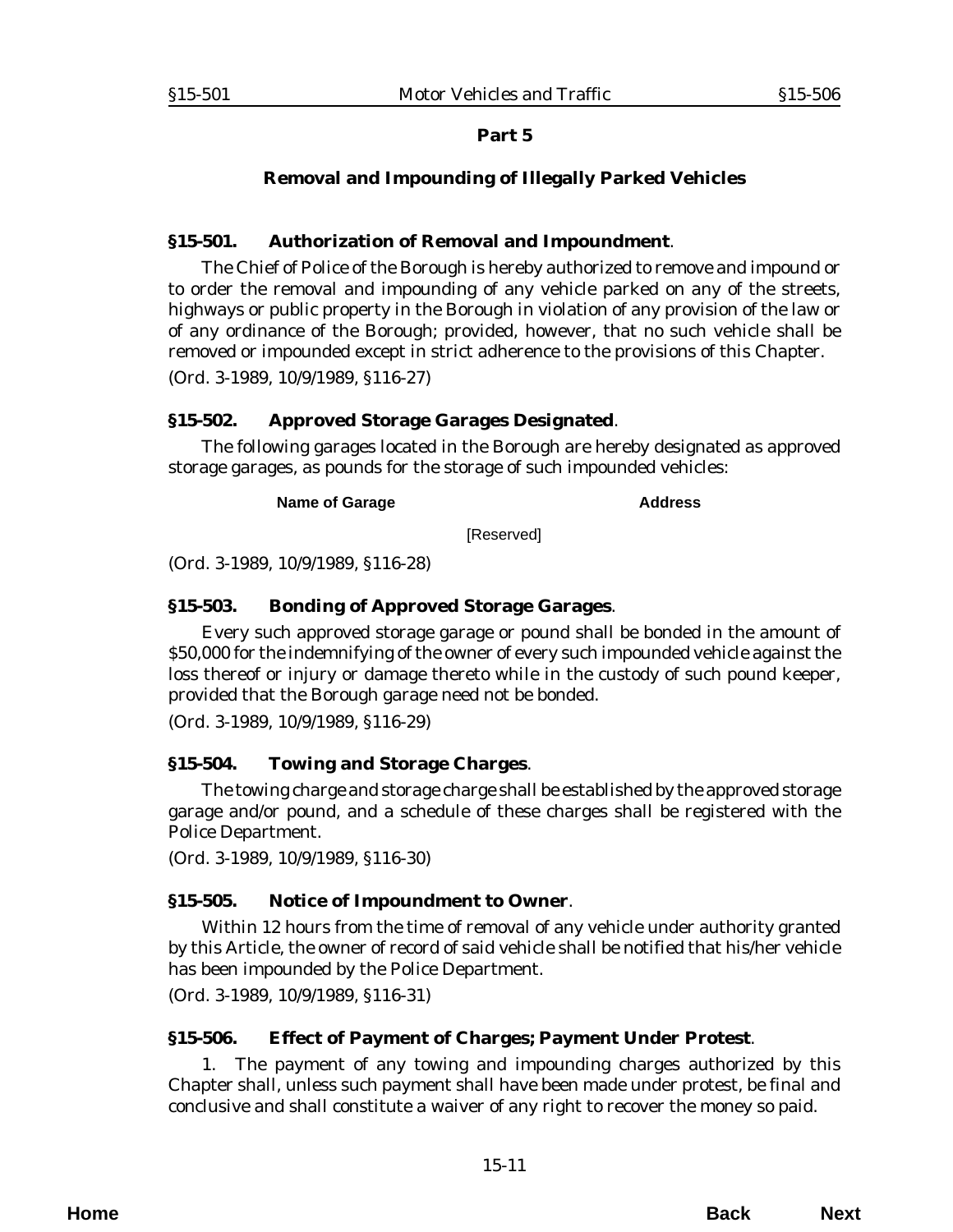## Part 5

### Removal and Impounding of Illegally Parked Vehicles

**§15-501. Authorization of Removal and Impoundment**.

The Chief of Police of the Borough is hereby authorized to remove and impound or to order the removal and impounding of any vehicle parked on any of the streets, highways or public property in the Borough in violation of any provision of the law or of any ordinance of the Borough; provided, however, that no such vehicle shall be removed or impounded except in strict adherence to the provisions of this Chapter.

(Ord. 3-1989, 10/9/1989, §116-27)

**§15-502. Approved Storage Garages Designated**.

The following garages located in the Borough are hereby designated as approved storage garages, as pounds for the storage of such impounded vehicles:

| Name of Garage | Address |
|---|---|
| [Reserved] | |

(Ord. 3-1989, 10/9/1989, §116-28)

**§15-503. Bonding of Approved Storage Garages**.

Every such approved storage garage or pound shall be bonded in the amount of $50,000 for the indemnifying of the owner of every such impounded vehicle against the loss thereof or injury or damage thereto while in the custody of such pound keeper, provided that the Borough garage need not be bonded.

(Ord. 3-1989, 10/9/1989, §116-29)

**§15-504. Towing and Storage Charges**.

The towing charge and storage charge shall be established by the approved storage garage and/or pound, and a schedule of these charges shall be registered with the Police Department.

(Ord. 3-1989, 10/9/1989, §116-30)

**§15-505. Notice of Impoundment to Owner**.

Within 12 hours from the time of removal of any vehicle under authority granted by this Article, the owner of record of said vehicle shall be notified that his/her vehicle has been impounded by the Police Department.

(Ord. 3-1989, 10/9/1989, §116-31)

**§15-506. Effect of Payment of Charges; Payment Under Protest**.

1. The payment of any towing and impounding charges authorized by this Chapter shall, unless such payment shall have been made under protest, be final and conclusive and shall constitute a waiver of any right to recover the money so paid.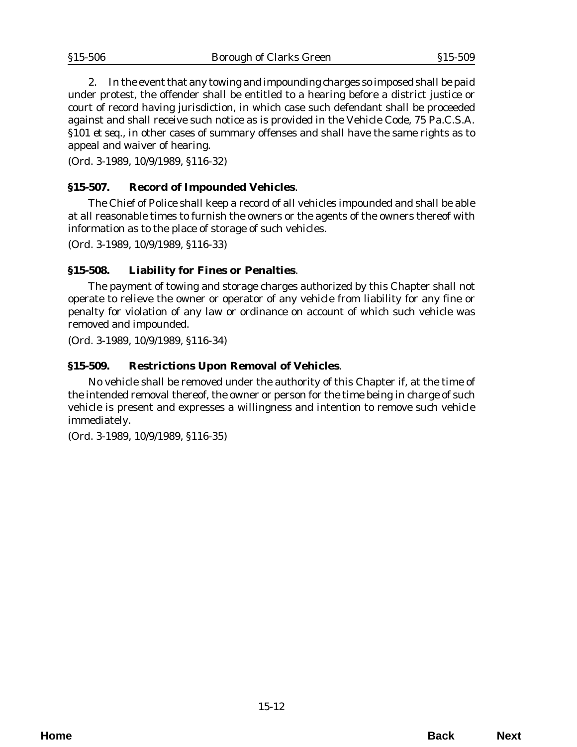2. In the event that any towing and impounding charges so imposed shall be paid under protest, the offender shall be entitled to a hearing before a district justice or court of record having jurisdiction, in which case such defendant shall be proceeded against and shall receive such notice as is provided in the Vehicle Code, 75 Pa.C.S.A. §101 *et seq.*, in other cases of summary offenses and shall have the same rights as to appeal and waiver of hearing.

(Ord. 3-1989, 10/9/1989, §116-32)

### §15-507. Record of Impounded Vehicles.

The Chief of Police shall keep a record of all vehicles impounded and shall be able at all reasonable times to furnish the owners or the agents of the owners thereof with information as to the place of storage of such vehicles.

(Ord. 3-1989, 10/9/1989, §116-33)

### §15-508. Liability for Fines or Penalties.

The payment of towing and storage charges authorized by this Chapter shall not operate to relieve the owner or operator of any vehicle from liability for any fine or penalty for violation of any law or ordinance on account of which such vehicle was removed and impounded.

(Ord. 3-1989, 10/9/1989, §116-34)

### §15-509. Restrictions Upon Removal of Vehicles.

No vehicle shall be removed under the authority of this Chapter if, at the time of the intended removal thereof, the owner or person for the time being in charge of such vehicle is present and expresses a willingness and intention to remove such vehicle immediately.

(Ord. 3-1989, 10/9/1989, §116-35)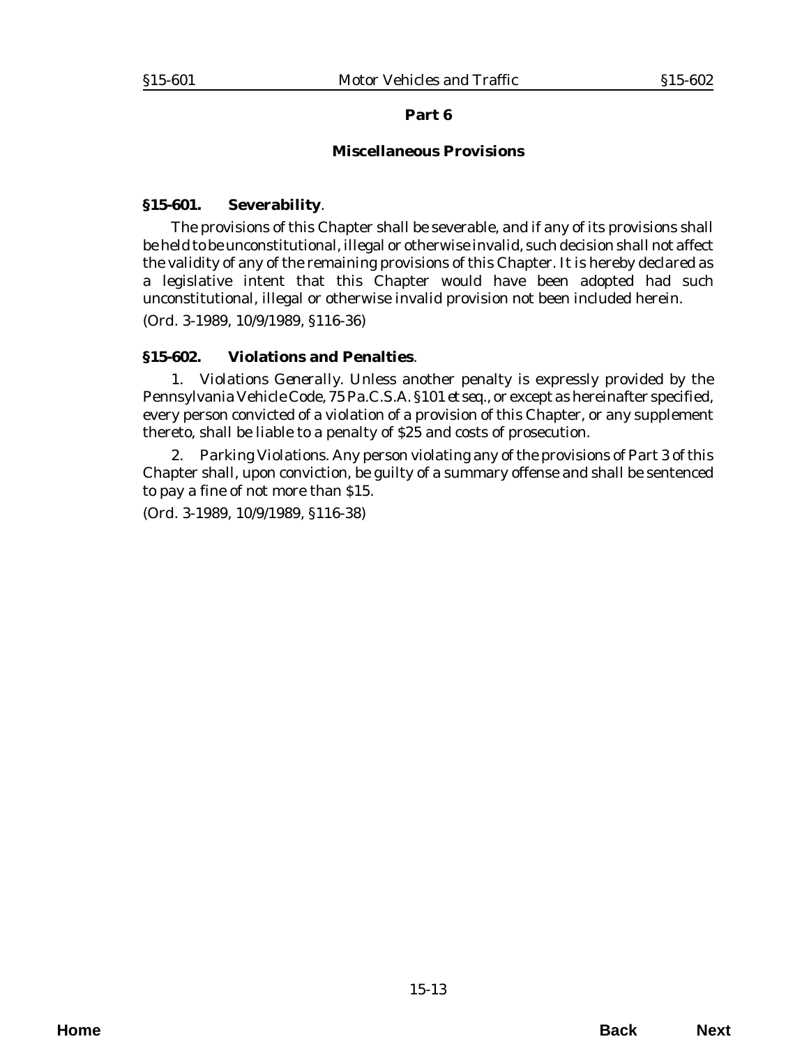## Part 6

## Miscellaneous Provisions

### §15-601. Severability.

The provisions of this Chapter shall be severable, and if any of its provisions shall be held to be unconstitutional, illegal or otherwise invalid, such decision shall not affect the validity of any of the remaining provisions of this Chapter. It is hereby declared as a legislative intent that this Chapter would have been adopted had such unconstitutional, illegal or otherwise invalid provision not been included herein.

(*Ord. 3-1989*, 10/9/1989, §116-36)

### §15-602. Violations and Penalties.

1. *Violations Generally*. Unless another penalty is expressly provided by the Pennsylvania Vehicle Code, 75 Pa.C.S.A. §101 *et seq.*, or except as hereinafter specified, every person convicted of a violation of a provision of this Chapter, or any supplement thereto, shall be liable to a penalty of $25 and costs of prosecution.

2. *Parking Violations*. Any person violating any of the provisions of Part 3 of this Chapter shall, upon conviction, be guilty of a summary offense and shall be sentenced to pay a fine of not more than $15.

(*Ord. 3-1989*, 10/9/1989, §116-38)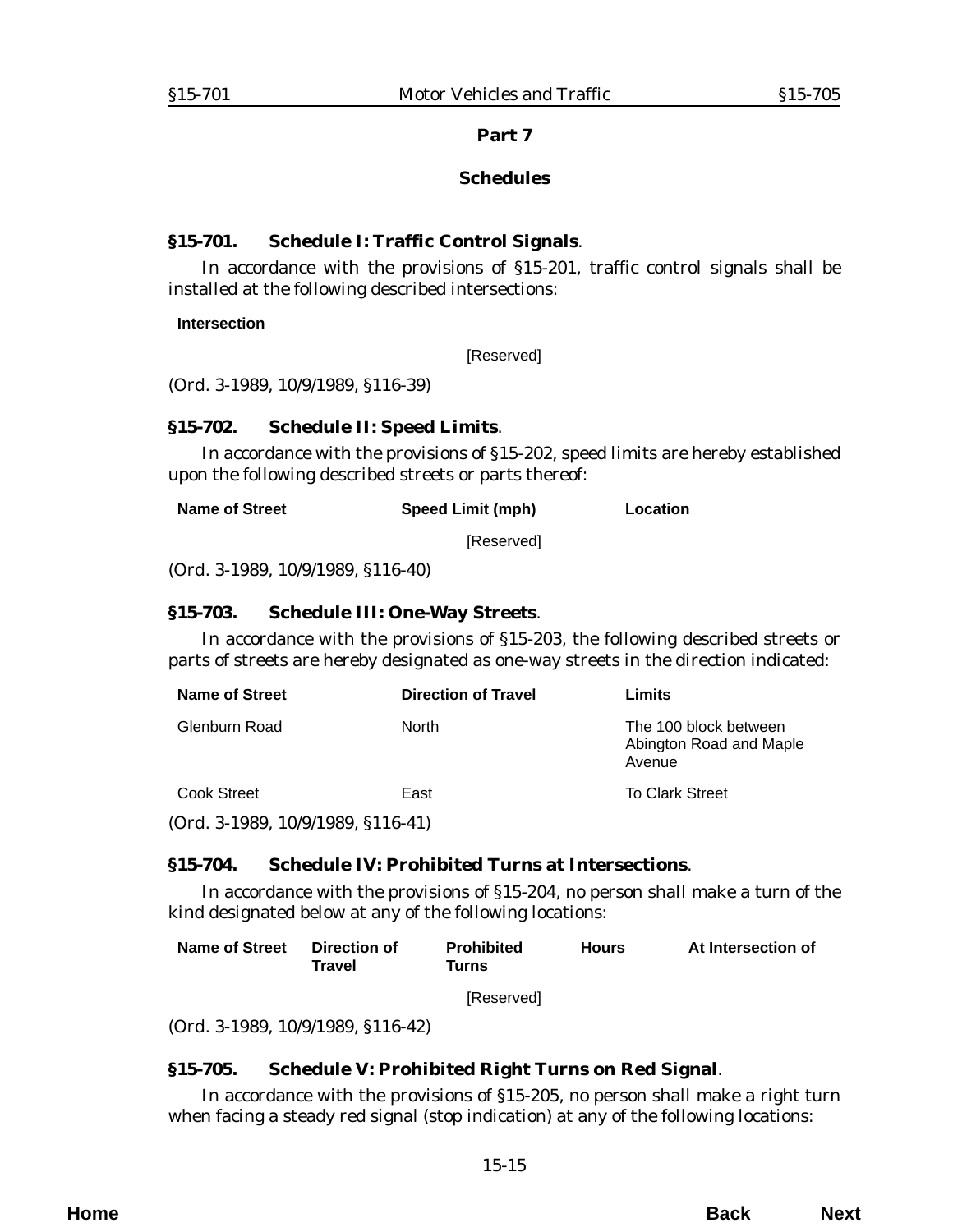## Part 7

## Schedules

### §15-701. Schedule I: Traffic Control Signals.

In accordance with the provisions of §15-201, traffic control signals shall be installed at the following described intersections:

| Intersection |
|---|
| [Reserved] |

(Ord. 3-1989, 10/9/1989, §116-39)

### §15-702. Schedule II: Speed Limits.

In accordance with the provisions of §15-202, speed limits are hereby established upon the following described streets or parts thereof:

| Name of Street | Speed Limit (mph) | Location |
|---|---|---|
| | [Reserved] | |

(Ord. 3-1989, 10/9/1989, §116-40)

### §15-703. Schedule III: One-Way Streets.

In accordance with the provisions of §15-203, the following described streets or parts of streets are hereby designated as one-way streets in the direction indicated:

| Name of Street | Direction of Travel | Limits |
|---|---|---|
| Glenburn Road | North | The 100 block between Abington Road and Maple Avenue |
| Cook Street | East | To Clark Street |

(Ord. 3-1989, 10/9/1989, §116-41)

### §15-704. Schedule IV: Prohibited Turns at Intersections.

In accordance with the provisions of §15-204, no person shall make a turn of the kind designated below at any of the following locations:

| Name of Street | Direction of Travel | Prohibited Turns | Hours | At Intersection of |
|---|---|---|---|---|
| | | [Reserved] | | |

(Ord. 3-1989, 10/9/1989, §116-42)

### §15-705. Schedule V: Prohibited Right Turns on Red Signal.

In accordance with the provisions of §15-205, no person shall make a right turn when facing a steady red signal (stop indication) at any of the following locations: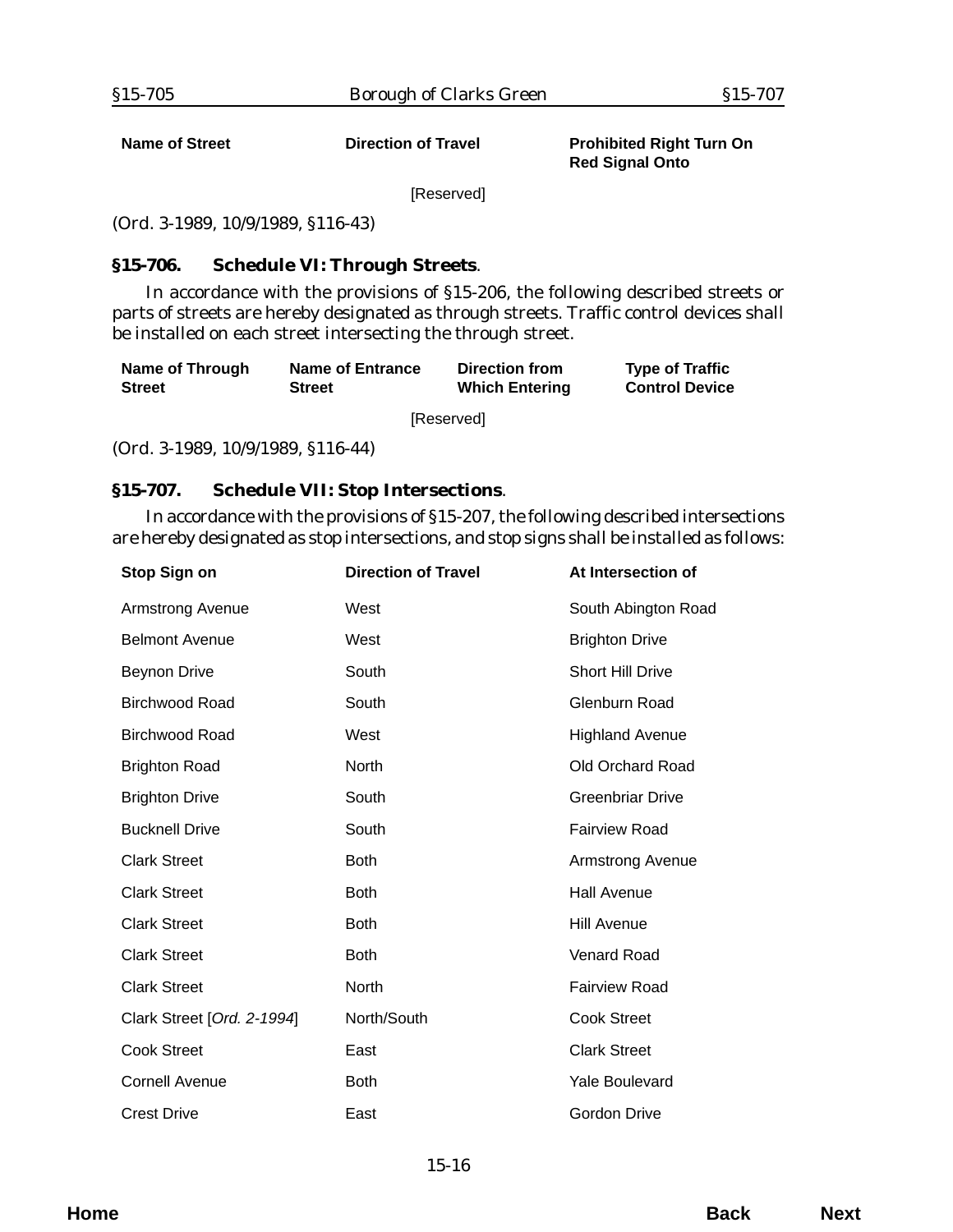| Name of Street | Direction of Travel | Prohibited Right Turn On Red Signal Onto |
|---|---|---|
| | [Reserved] | |

(Ord. 3-1989, 10/9/1989, §116-43)

### §15-706. Schedule VI: Through Streets.

In accordance with the provisions of §15-206, the following described streets or parts of streets are hereby designated as through streets. Traffic control devices shall be installed on each street intersecting the through street.

| Name of Through Street | Name of Entrance Street | Direction from Which Entering | Type of Traffic Control Device |
|---|---|---|---|
| | [Reserved] | | |

(Ord. 3-1989, 10/9/1989, §116-44)

### §15-707. Schedule VII: Stop Intersections.

In accordance with the provisions of §15-207, the following described intersections are hereby designated as stop intersections, and stop signs shall be installed as follows:

| Stop Sign on | Direction of Travel | At Intersection of |
|---|---|---|
| Armstrong Avenue | West | South Abington Road |
| Belmont Avenue | West | Brighton Drive |
| Beynon Drive | South | Short Hill Drive |
| Birchwood Road | South | Glenburn Road |
| Birchwood Road | West | Highland Avenue |
| Brighton Road | North | Old Orchard Road |
| Brighton Drive | South | Greenbriar Drive |
| Bucknell Drive | South | Fairview Road |
| Clark Street | Both | Armstrong Avenue |
| Clark Street | Both | Hall Avenue |
| Clark Street | Both | Hill Avenue |
| Clark Street | Both | Venard Road |
| Clark Street | North | Fairview Road |
| Clark Street [*Ord. 2-1994*] | North/South | Cook Street |
| Cook Street | East | Clark Street |
| Cornell Avenue | Both | Yale Boulevard |
| Crest Drive | East | Gordon Drive |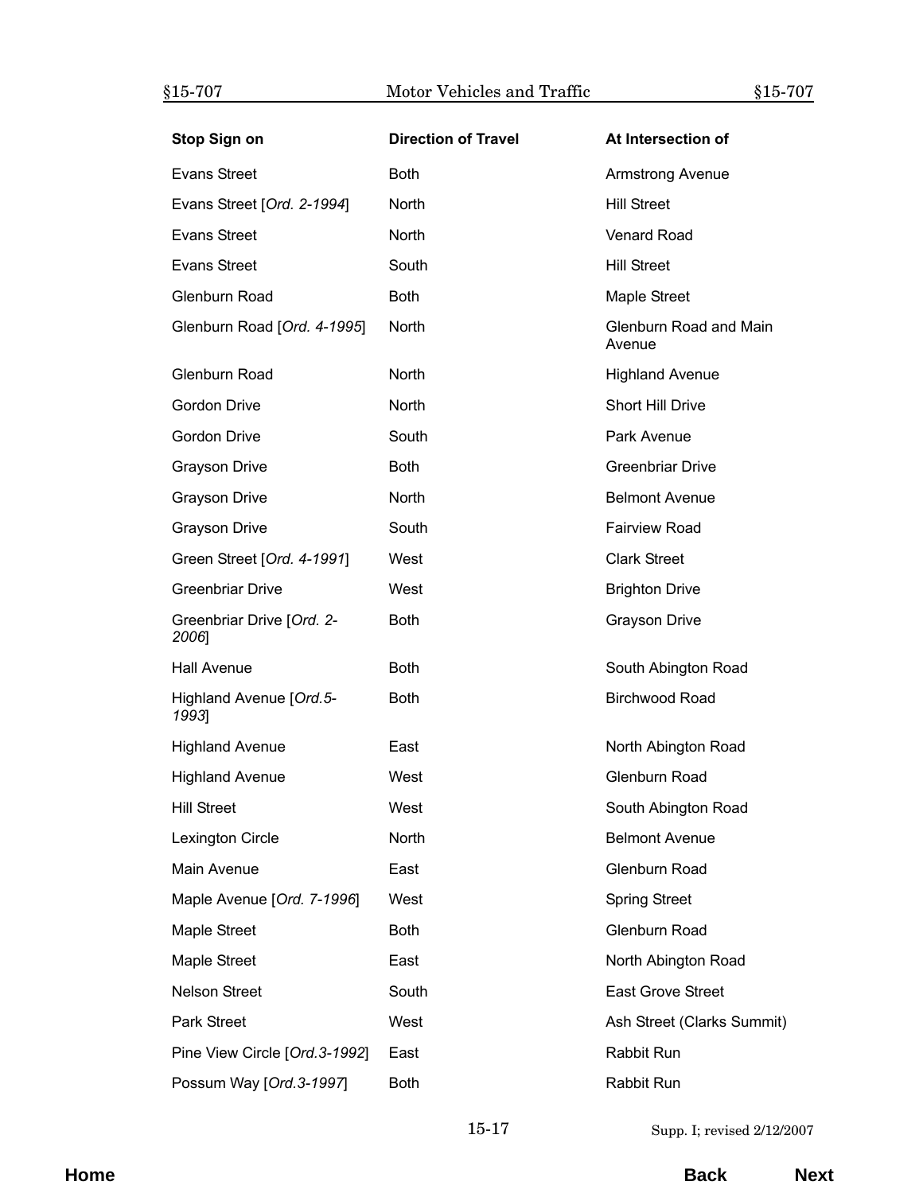| Stop Sign on | Direction of Travel | At Intersection of |
|---|---|---|
| Evans Street | Both | Armstrong Avenue |
| Evans Street [*Ord. 2-1994*] | North | Hill Street |
| Evans Street | North | Venard Road |
| Evans Street | South | Hill Street |
| Glenburn Road | Both | Maple Street |
| Glenburn Road [*Ord. 4-1995*] | North | Glenburn Road and Main Avenue |
| Glenburn Road | North | Highland Avenue |
| Gordon Drive | North | Short Hill Drive |
| Gordon Drive | South | Park Avenue |
| Grayson Drive | Both | Greenbriar Drive |
| Grayson Drive | North | Belmont Avenue |
| Grayson Drive | South | Fairview Road |
| Green Street [*Ord. 4-1991*] | West | Clark Street |
| Greenbriar Drive | West | Brighton Drive |
| Greenbriar Drive [*Ord. 2-2006*] | Both | Grayson Drive |
| Hall Avenue | Both | South Abington Road |
| Highland Avenue [*Ord.5-1993*] | Both | Birchwood Road |
| Highland Avenue | East | North Abington Road |
| Highland Avenue | West | Glenburn Road |
| Hill Street | West | South Abington Road |
| Lexington Circle | North | Belmont Avenue |
| Main Avenue | East | Glenburn Road |
| Maple Avenue [*Ord. 7-1996*] | West | Spring Street |
| Maple Street | Both | Glenburn Road |
| Maple Street | East | North Abington Road |
| Nelson Street | South | East Grove Street |
| Park Street | West | Ash Street (Clarks Summit) |
| Pine View Circle [*Ord.3-1992*] | East | Rabbit Run |
| Possum Way [*Ord.3-1997*] | Both | Rabbit Run |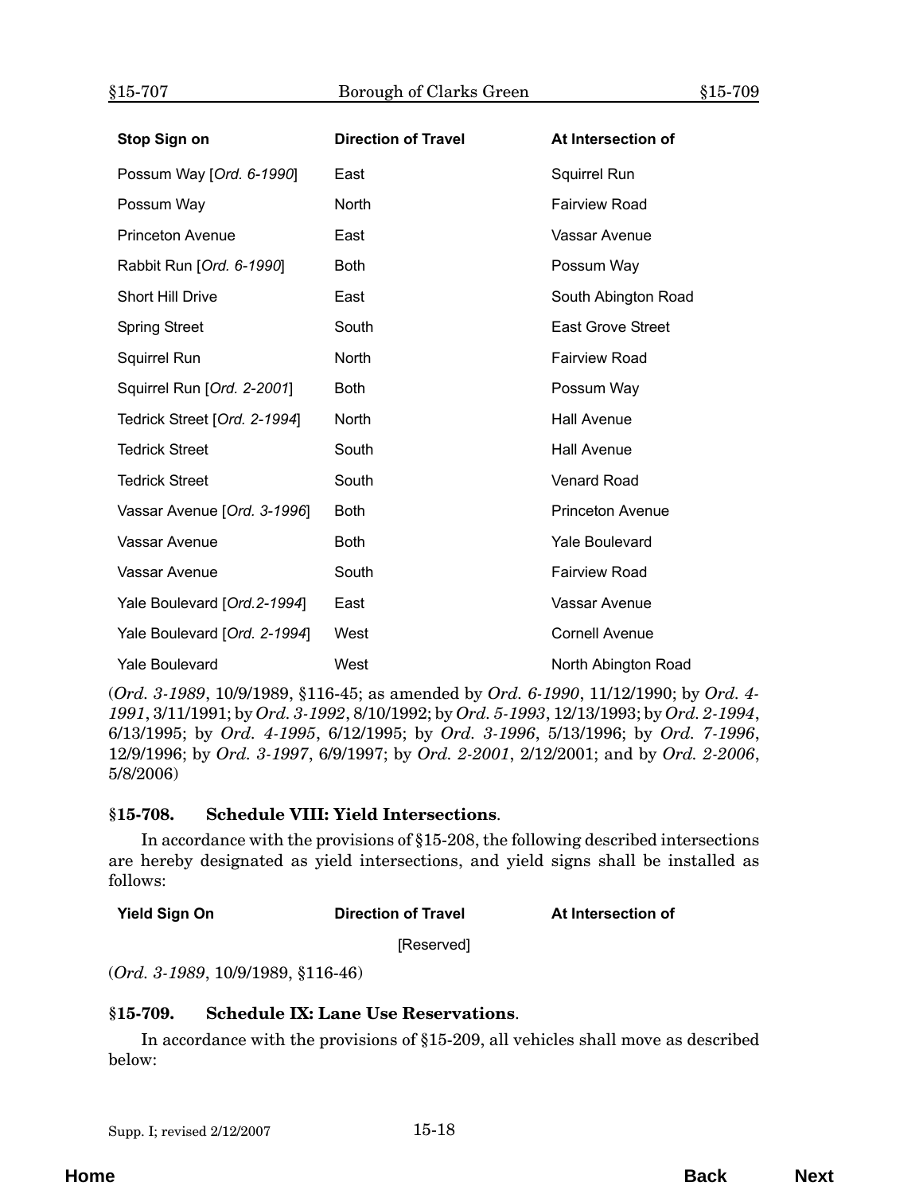| Stop Sign on | Direction of Travel | At Intersection of |
|---|---|---|
| Possum Way [*Ord. 6-1990*] | East | Squirrel Run |
| Possum Way | North | Fairview Road |
| Princeton Avenue | East | Vassar Avenue |
| Rabbit Run [*Ord. 6-1990*] | Both | Possum Way |
| Short Hill Drive | East | South Abington Road |
| Spring Street | South | East Grove Street |
| Squirrel Run | North | Fairview Road |
| Squirrel Run [*Ord. 2-2001*] | Both | Possum Way |
| Tedrick Street [*Ord. 2-1994*] | North | Hall Avenue |
| Tedrick Street | South | Hall Avenue |
| Tedrick Street | South | Venard Road |
| Vassar Avenue [*Ord. 3-1996*] | Both | Princeton Avenue |
| Vassar Avenue | Both | Yale Boulevard |
| Vassar Avenue | South | Fairview Road |
| Yale Boulevard [*Ord.2-1994*] | East | Vassar Avenue |
| Yale Boulevard [*Ord. 2-1994*] | West | Cornell Avenue |
| Yale Boulevard | West | North Abington Road |

(*Ord. 3-1989*, 10/9/1989, §116-45; as amended by *Ord. 6-1990*, 11/12/1990; by *Ord. 4-1991*, 3/11/1991; by *Ord. 3-1992*, 8/10/1992; by *Ord. 5-1993*, 12/13/1993; by *Ord. 2-1994*, 6/13/1995; by *Ord. 4-1995*, 6/12/1995; by *Ord. 3-1996*, 5/13/1996; by *Ord. 7-1996*, 12/9/1996; by *Ord. 3-1997*, 6/9/1997; by *Ord. 2-2001*, 2/12/2001; and by *Ord. 2-2006*, 5/8/2006)

### §15-708. Schedule VIII: Yield Intersections.

In accordance with the provisions of §15-208, the following described intersections are hereby designated as yield intersections, and yield signs shall be installed as follows:

| Yield Sign On | Direction of Travel | At Intersection of |
|---|---|---|
| | [Reserved] | |

(*Ord. 3-1989*, 10/9/1989, §116-46)

### §15-709. Schedule IX: Lane Use Reservations.

In accordance with the provisions of §15-209, all vehicles shall move as described below: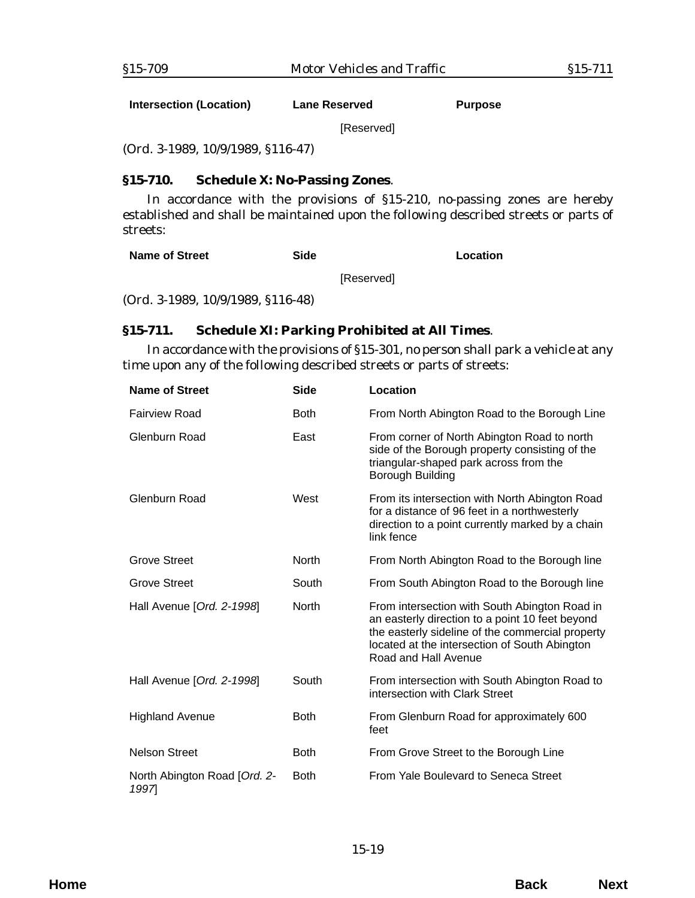| Intersection (Location) | Lane Reserved | Purpose |
|---|---|---|
| | [Reserved] | |

(Ord. 3-1989, 10/9/1989, §116-47)

### §15-710. Schedule X: No-Passing Zones.

In accordance with the provisions of §15-210, no-passing zones are hereby established and shall be maintained upon the following described streets or parts of streets:

| Name of Street | Side | Location |
|---|---|---|
| | [Reserved] | |

(Ord. 3-1989, 10/9/1989, §116-48)

### §15-711. Schedule XI: Parking Prohibited at All Times.

In accordance with the provisions of §15-301, no person shall park a vehicle at any time upon any of the following described streets or parts of streets:

| Name of Street | Side | Location |
|---|---|---|
| Fairview Road | Both | From North Abington Road to the Borough Line |
| Glenburn Road | East | From corner of North Abington Road to north side of the Borough property consisting of the triangular-shaped park across from the Borough Building |
| Glenburn Road | West | From its intersection with North Abington Road for a distance of 96 feet in a northwesterly direction to a point currently marked by a chain link fence |
| Grove Street | North | From North Abington Road to the Borough line |
| Grove Street | South | From South Abington Road to the Borough line |
| Hall Avenue [*Ord. 2-1998*] | North | From intersection with South Abington Road in an easterly direction to a point 10 feet beyond the easterly sideline of the commercial property located at the intersection of South Abington Road and Hall Avenue |
| Hall Avenue [*Ord. 2-1998*] | South | From intersection with South Abington Road to intersection with Clark Street |
| Highland Avenue | Both | From Glenburn Road for approximately 600 feet |
| Nelson Street | Both | From Grove Street to the Borough Line |
| North Abington Road [*Ord. 2-1997*] | Both | From Yale Boulevard to Seneca Street |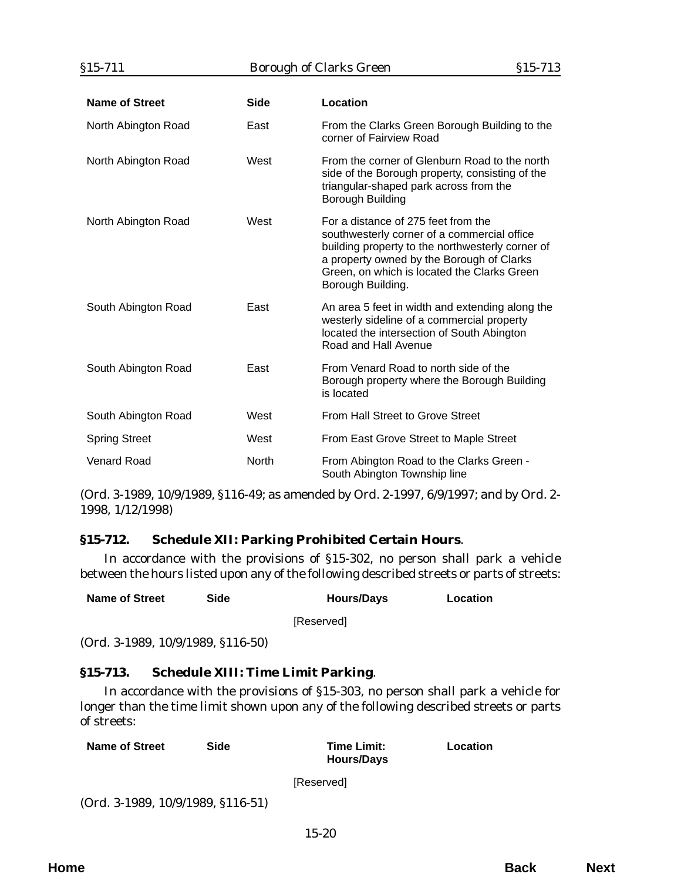| Name of Street | Side | Location |
|---|---|---|
| North Abington Road | East | From the Clarks Green Borough Building to the corner of Fairview Road |
| North Abington Road | West | From the corner of Glenburn Road to the north side of the Borough property, consisting of the triangular-shaped park across from the Borough Building |
| North Abington Road | West | For a distance of 275 feet from the southwesterly corner of a commercial office building property to the northwesterly corner of a property owned by the Borough of Clarks Green, on which is located the Clarks Green Borough Building. |
| South Abington Road | East | An area 5 feet in width and extending along the westerly sideline of a commercial property located the intersection of South Abington Road and Hall Avenue |
| South Abington Road | East | From Venard Road to north side of the Borough property where the Borough Building is located |
| South Abington Road | West | From Hall Street to Grove Street |
| Spring Street | West | From East Grove Street to Maple Street |
| Venard Road | North | From Abington Road to the Clarks Green - South Abington Township line |

(Ord. 3-1989, 10/9/1989, §116-49; as amended by Ord. 2-1997, 6/9/1997; and by Ord. 2-1998, 1/12/1998)

### §15-712. Schedule XII: Parking Prohibited Certain Hours.

In accordance with the provisions of §15-302, no person shall park a vehicle between the hours listed upon any of the following described streets or parts of streets:

| Name of Street | Side | Hours/Days | Location |
|---|---|---|---|
| | | [Reserved] | |

(Ord. 3-1989, 10/9/1989, §116-50)

### §15-713. Schedule XIII: Time Limit Parking.

In accordance with the provisions of §15-303, no person shall park a vehicle for longer than the time limit shown upon any of the following described streets or parts of streets:

| Name of Street | Side | Time Limit: Hours/Days | Location |
|---|---|---|---|
| | | [Reserved] | |

(Ord. 3-1989, 10/9/1989, §116-51)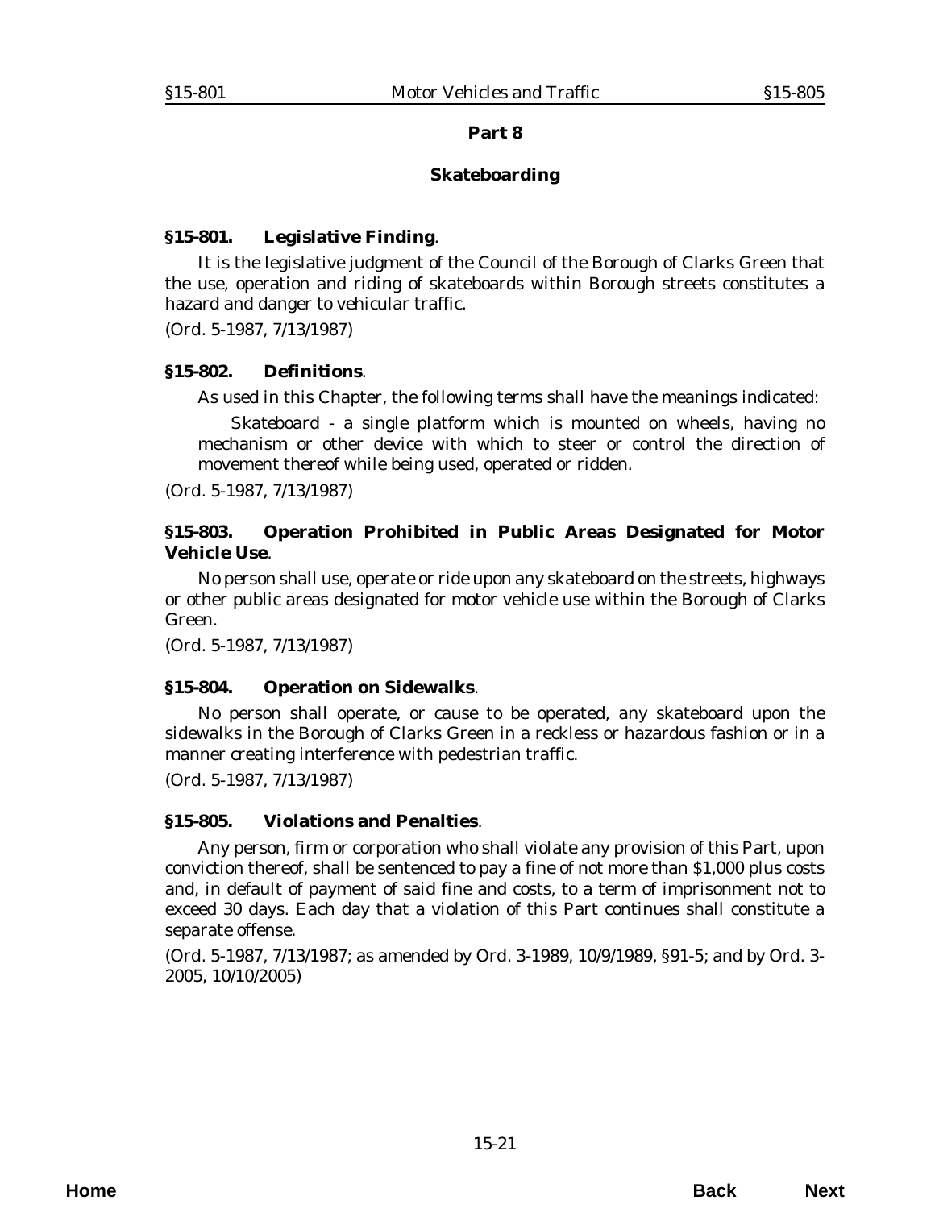# Part 8

## Skateboarding

### §15-801. Legislative Finding.

It is the legislative judgment of the Council of the Borough of Clarks Green that the use, operation and riding of skateboards within Borough streets constitutes a hazard and danger to vehicular traffic.

(Ord. 5-1987, 7/13/1987)

### §15-802. Definitions.

As used in this Chapter, the following terms shall have the meanings indicated:

*Skateboard* - a single platform which is mounted on wheels, having no mechanism or other device with which to steer or control the direction of movement thereof while being used, operated or ridden.

(Ord. 5-1987, 7/13/1987)

### §15-803. Operation Prohibited in Public Areas Designated for Motor Vehicle Use.

No person shall use, operate or ride upon any skateboard on the streets, highways or other public areas designated for motor vehicle use within the Borough of Clarks Green.

(Ord. 5-1987, 7/13/1987)

### §15-804. Operation on Sidewalks.

No person shall operate, or cause to be operated, any skateboard upon the sidewalks in the Borough of Clarks Green in a reckless or hazardous fashion or in a manner creating interference with pedestrian traffic.

(Ord. 5-1987, 7/13/1987)

### §15-805. Violations and Penalties.

Any person, firm or corporation who shall violate any provision of this Part, upon conviction thereof, shall be sentenced to pay a fine of not more than $1,000 plus costs and, in default of payment of said fine and costs, to a term of imprisonment not to exceed 30 days. Each day that a violation of this Part continues shall constitute a separate offense.

(Ord. 5-1987, 7/13/1987; as amended by Ord. 3-1989, 10/9/1989, §91-5; and by Ord. 3-2005, 10/10/2005)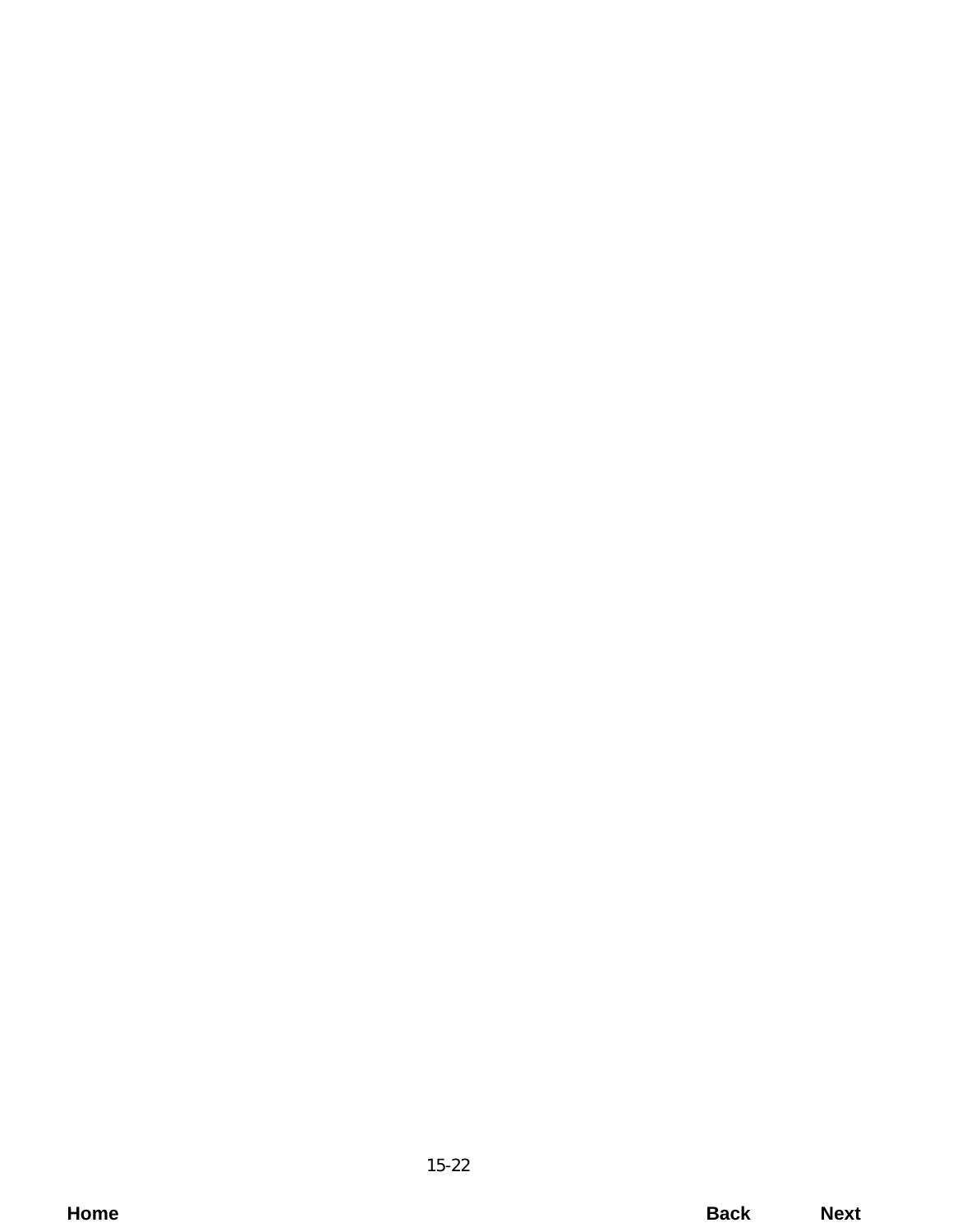Home Back Next